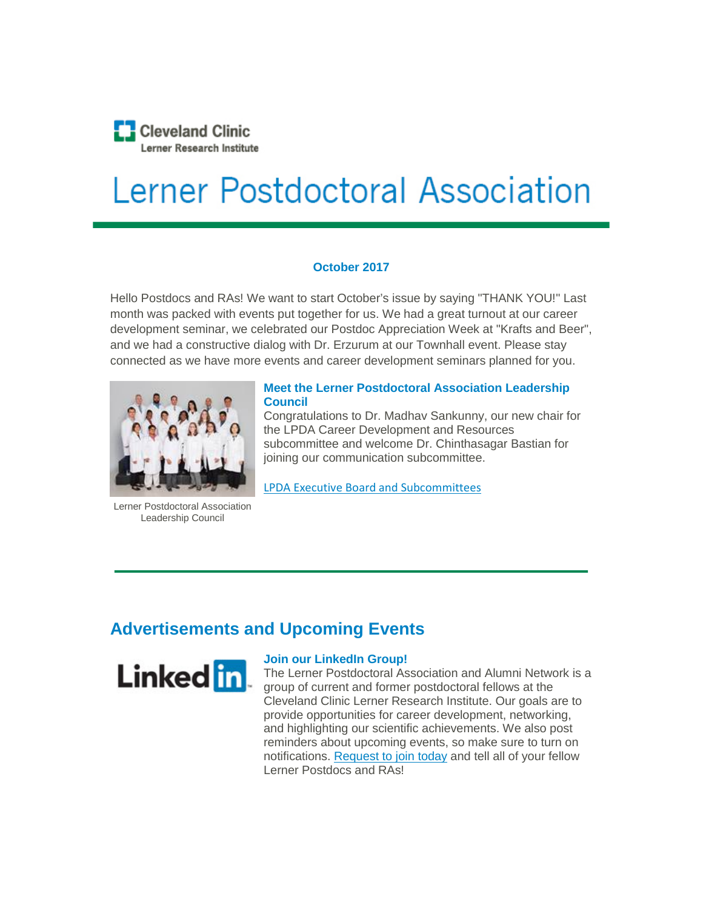Cleveland Clinic
Lerner Research Institute

# Lerner Postdoctoral Association

**October 2017**

Hello Postdocs and RAs! We want to start October's issue by saying "THANK YOU!" Last month was packed with events put together for us. We had a great turnout at our career development seminar, we celebrated our Postdoc Appreciation Week at "Krafts and Beer", and we had a constructive dialog with Dr. Erzurum at our Townhall event. Please stay connected as we have more events and career development seminars planned for you.

### Meet the Lerner Postdoctoral Association Leadership Council

Congratulations to Dr. Madhav Sankunny, our new chair for the LPDA Career Development and Resources subcommittee and welcome Dr. Chinthasagar Bastian for joining our communication subcommittee.

LPDA Executive Board and Subcommittees

Lerner Postdoctoral Association Leadership Council

## Advertisements and Upcoming Events

### Join our LinkedIn Group!

The Lerner Postdoctoral Association and Alumni Network is a group of current and former postdoctoral fellows at the Cleveland Clinic Lerner Research Institute. Our goals are to provide opportunities for career development, networking, and highlighting our scientific achievements. We also post reminders about upcoming events, so make sure to turn on notifications. Request to join today and tell all of your fellow Lerner Postdocs and RAs!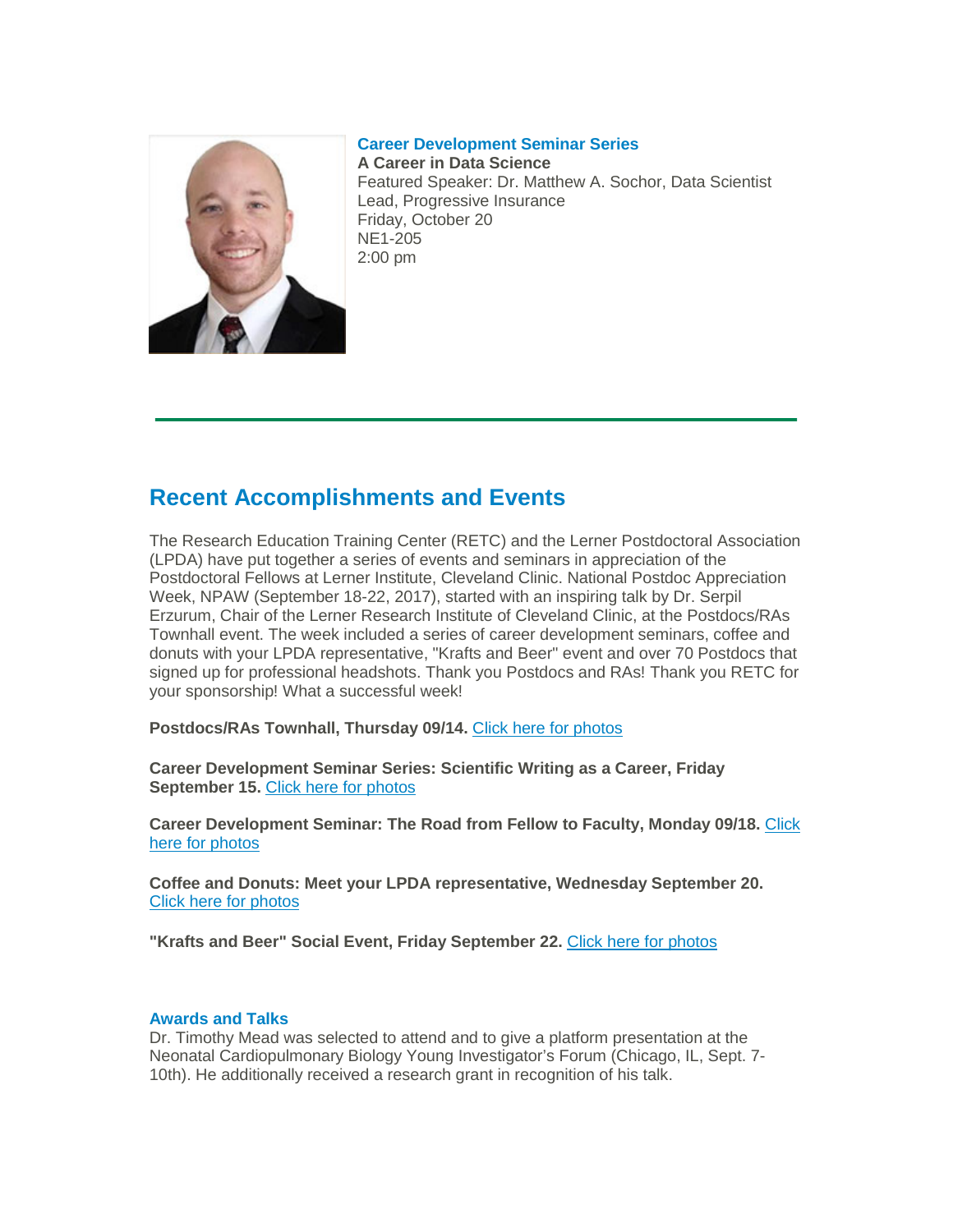**Career Development Seminar Series**
**A Career in Data Science**
Featured Speaker: Dr. Matthew A. Sochor, Data Scientist Lead, Progressive Insurance
Friday, October 20
NE1-205
2:00 pm

---

## Recent Accomplishments and Events

The Research Education Training Center (RETC) and the Lerner Postdoctoral Association (LPDA) have put together a series of events and seminars in appreciation of the Postdoctoral Fellows at Lerner Institute, Cleveland Clinic. National Postdoc Appreciation Week, NPAW (September 18-22, 2017), started with an inspiring talk by Dr. Serpil Erzurum, Chair of the Lerner Research Institute of Cleveland Clinic, at the Postdocs/RAs Townhall event. The week included a series of career development seminars, coffee and donuts with your LPDA representative, "Krafts and Beer" event and over 70 Postdocs that signed up for professional headshots. Thank you Postdocs and RAs! Thank you RETC for your sponsorship! What a successful week!

**Postdocs/RAs Townhall, Thursday 09/14.** Click here for photos

**Career Development Seminar Series: Scientific Writing as a Career, Friday September 15.** Click here for photos

**Career Development Seminar: The Road from Fellow to Faculty, Monday 09/18.** Click here for photos

**Coffee and Donuts: Meet your LPDA representative, Wednesday September 20.** Click here for photos

**"Krafts and Beer" Social Event, Friday September 22.** Click here for photos

### Awards and Talks

Dr. Timothy Mead was selected to attend and to give a platform presentation at the Neonatal Cardiopulmonary Biology Young Investigator's Forum (Chicago, IL, Sept. 7-10th). He additionally received a research grant in recognition of his talk.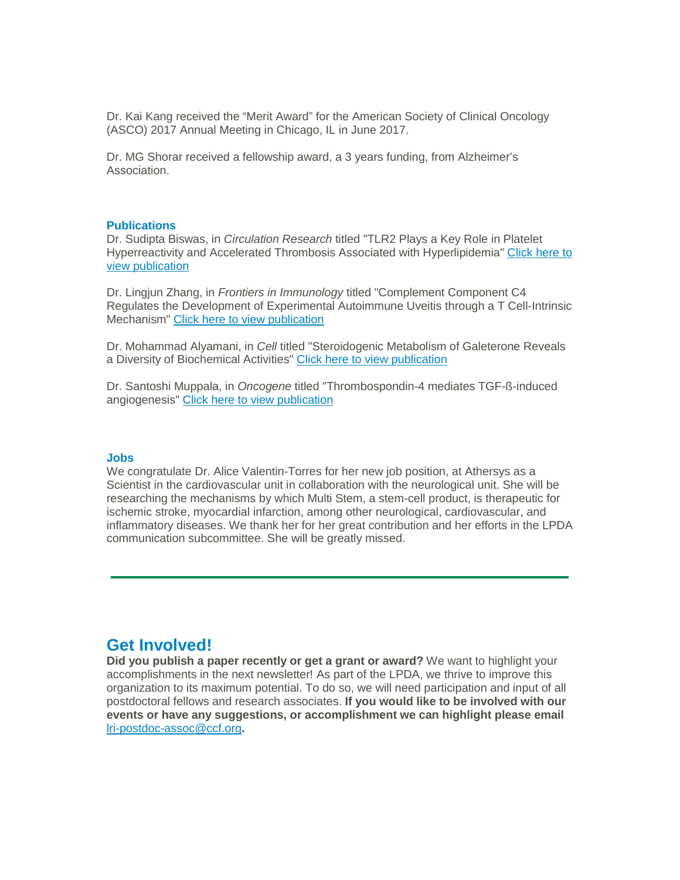Dr. Kai Kang received the “Merit Award” for the American Society of Clinical Oncology (ASCO) 2017 Annual Meeting in Chicago, IL in June 2017.

Dr. MG Shorar received a fellowship award, a 3 years funding, from Alzheimer’s Association.

### Publications

Dr. Sudipta Biswas, in *Circulation Research* titled "TLR2 Plays a Key Role in Platelet Hyperreactivity and Accelerated Thrombosis Associated with Hyperlipidemia" Click here to view publication

Dr. Lingjun Zhang, in *Frontiers in Immunology* titled "Complement Component C4 Regulates the Development of Experimental Autoimmune Uveitis through a T Cell-Intrinsic Mechanism" Click here to view publication

Dr. Mohammad Alyamani, in *Cell* titled "Steroidogenic Metabolism of Galeterone Reveals a Diversity of Biochemical Activities" Click here to view publication

Dr. Santoshi Muppala, in *Oncogene* titled "Thrombospondin-4 mediates TGF-ß-induced angiogenesis" Click here to view publication

### Jobs

We congratulate Dr. Alice Valentin-Torres for her new job position, at Athersys as a Scientist in the cardiovascular unit in collaboration with the neurological unit. She will be researching the mechanisms by which Multi Stem, a stem-cell product, is therapeutic for ischemic stroke, myocardial infarction, among other neurological, cardiovascular, and inflammatory diseases. We thank her for her great contribution and her efforts in the LPDA communication subcommittee. She will be greatly missed.

---

## Get Involved!

**Did you publish a paper recently or get a grant or award?** We want to highlight your accomplishments in the next newsletter! As part of the LPDA, we thrive to improve this organization to its maximum potential. To do so, we will need participation and input of all postdoctoral fellows and research associates. **If you would like to be involved with our events or have any suggestions, or accomplishment we can highlight please email** lri-postdoc-assoc@ccf.org**.**